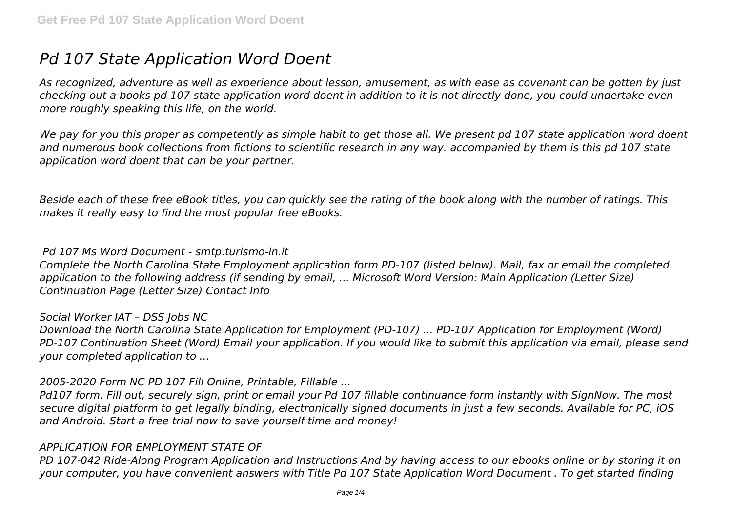# Pd 107 State Application Word Doent

*As recognized, adventure as well as experience about lesson, amusement, as with ease as covenant can be gotten by just checking out a books pd 107 state application word doent in addition to it is not directly done, you could undertake even more roughly speaking this life, on the world.*

*We pay for you this proper as competently as simple habit to get those all. We present pd 107 state application word doent and numerous book collections from fictions to scientific research in any way. accompanied by them is this pd 107 state application word doent that can be your partner.*

*Beside each of these free eBook titles, you can quickly see the rating of the book along with the number of ratings. This makes it really easy to find the most popular free eBooks.*

***Pd 107 Ms Word Document - smtp.turismo-in.it***

*Complete the North Carolina State Employment application form PD-107 (listed below). Mail, fax or email the completed application to the following address (if sending by email, ... Microsoft Word Version: Main Application (Letter Size) Continuation Page (Letter Size) Contact Info*

***Social Worker IAT – DSS Jobs NC***

*Download the North Carolina State Application for Employment (PD-107) ... PD-107 Application for Employment (Word) PD-107 Continuation Sheet (Word) Email your application. If you would like to submit this application via email, please send your completed application to ...*

***2005-2020 Form NC PD 107 Fill Online, Printable, Fillable ...***

*Pd107 form. Fill out, securely sign, print or email your Pd 107 fillable continuance form instantly with SignNow. The most secure digital platform to get legally binding, electronically signed documents in just a few seconds. Available for PC, iOS and Android. Start a free trial now to save yourself time and money!*

***APPLICATION FOR EMPLOYMENT STATE OF***

*PD 107-042 Ride-Along Program Application and Instructions And by having access to our ebooks online or by storing it on your computer, you have convenient answers with Title Pd 107 State Application Word Document . To get started finding*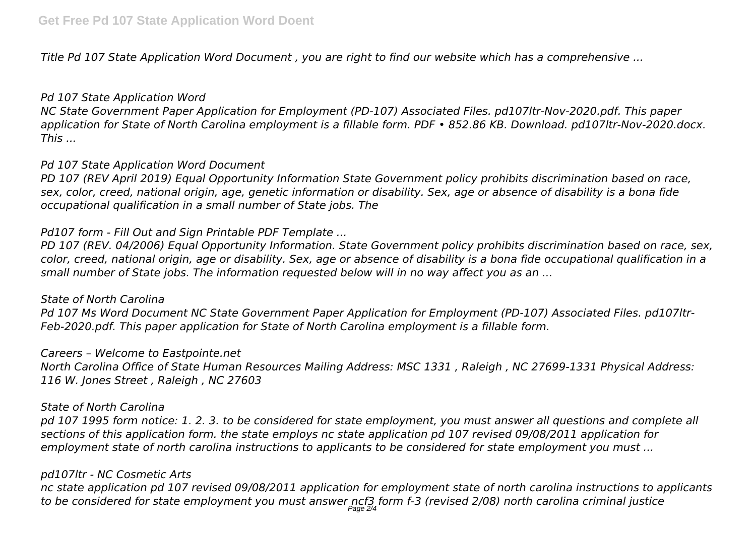*Title Pd 107 State Application Word Document , you are right to find our website which has a comprehensive ...*

### *Pd 107 State Application Word*

*NC State Government Paper Application for Employment (PD-107) Associated Files. pd107ltr-Nov-2020.pdf. This paper application for State of North Carolina employment is a fillable form. PDF • 852.86 KB. Download. pd107ltr-Nov-2020.docx. This ...*

### *Pd 107 State Application Word Document*

*PD 107 (REV April 2019) Equal Opportunity Information State Government policy prohibits discrimination based on race, sex, color, creed, national origin, age, genetic information or disability. Sex, age or absence of disability is a bona fide occupational qualification in a small number of State jobs. The*

### *Pd107 form - Fill Out and Sign Printable PDF Template ...*

*PD 107 (REV. 04/2006) Equal Opportunity Information. State Government policy prohibits discrimination based on race, sex, color, creed, national origin, age or disability. Sex, age or absence of disability is a bona fide occupational qualification in a small number of State jobs. The information requested below will in no way affect you as an ...*

### *State of North Carolina*

*Pd 107 Ms Word Document NC State Government Paper Application for Employment (PD-107) Associated Files. pd107ltr-Feb-2020.pdf. This paper application for State of North Carolina employment is a fillable form.*

### *Careers – Welcome to Eastpointe.net*

*North Carolina Office of State Human Resources Mailing Address: MSC 1331 , Raleigh , NC 27699-1331 Physical Address: 116 W. Jones Street , Raleigh , NC 27603*

### *State of North Carolina*

*pd 107 1995 form notice: 1. 2. 3. to be considered for state employment, you must answer all questions and complete all sections of this application form. the state employs nc state application pd 107 revised 09/08/2011 application for employment state of north carolina instructions to applicants to be considered for state employment you must ...*

### *pd107ltr - NC Cosmetic Arts*

*nc state application pd 107 revised 09/08/2011 application for employment state of north carolina instructions to applicants to be considered for state employment you must answer ncf3 form f-3 (revised 2/08) north carolina criminal justice*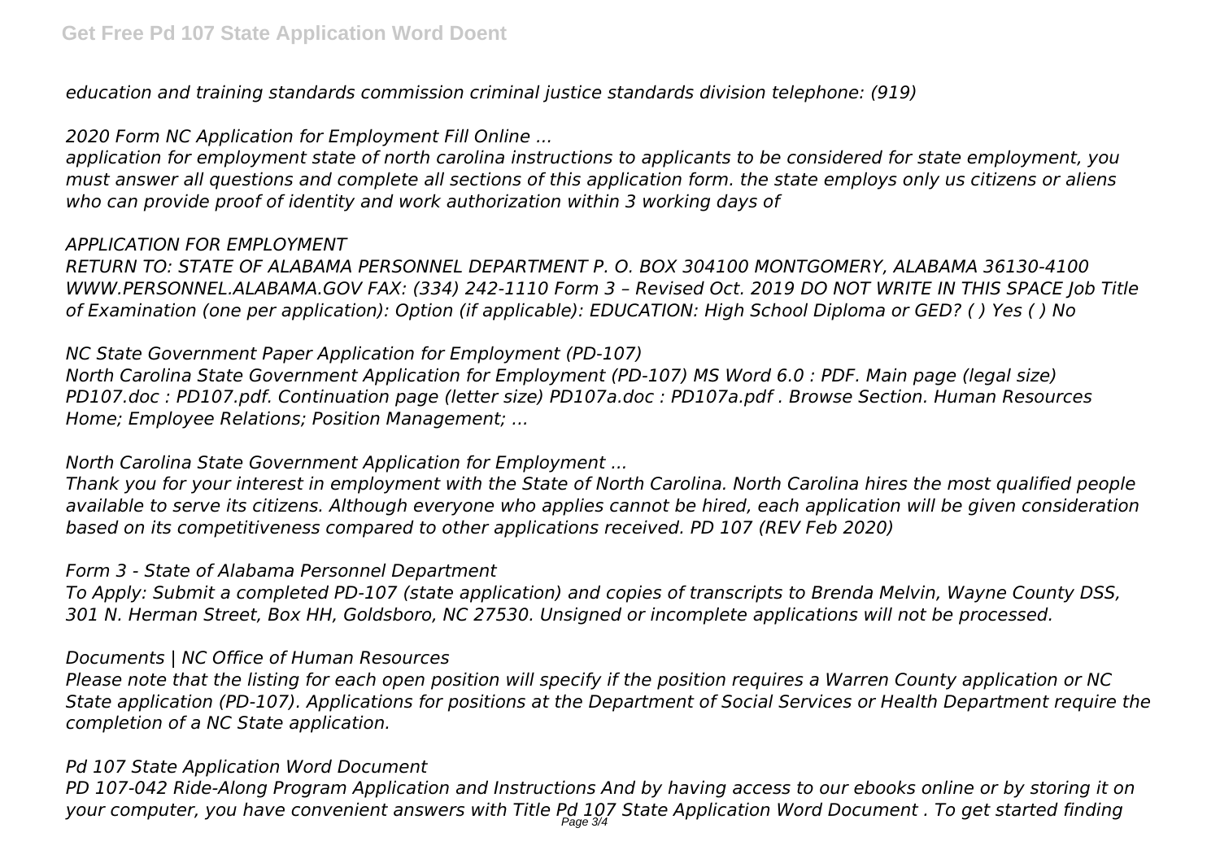*education and training standards commission criminal justice standards division telephone: (919)*

*2020 Form NC Application for Employment Fill Online ...*

*application for employment state of north carolina instructions to applicants to be considered for state employment, you must answer all questions and complete all sections of this application form. the state employs only us citizens or aliens who can provide proof of identity and work authorization within 3 working days of*

*APPLICATION FOR EMPLOYMENT*

*RETURN TO: STATE OF ALABAMA PERSONNEL DEPARTMENT P. O. BOX 304100 MONTGOMERY, ALABAMA 36130-4100 WWW.PERSONNEL.ALABAMA.GOV FAX: (334) 242-1110 Form 3 – Revised Oct. 2019 DO NOT WRITE IN THIS SPACE Job Title of Examination (one per application): Option (if applicable): EDUCATION: High School Diploma or GED? ( ) Yes ( ) No*

*NC State Government Paper Application for Employment (PD-107)*

*North Carolina State Government Application for Employment (PD-107) MS Word 6.0 : PDF. Main page (legal size) PD107.doc : PD107.pdf. Continuation page (letter size) PD107a.doc : PD107a.pdf . Browse Section. Human Resources Home; Employee Relations; Position Management; ...*

*North Carolina State Government Application for Employment ...*

*Thank you for your interest in employment with the State of North Carolina. North Carolina hires the most qualified people available to serve its citizens. Although everyone who applies cannot be hired, each application will be given consideration based on its competitiveness compared to other applications received. PD 107 (REV Feb 2020)*

*Form 3 - State of Alabama Personnel Department*

*To Apply: Submit a completed PD-107 (state application) and copies of transcripts to Brenda Melvin, Wayne County DSS, 301 N. Herman Street, Box HH, Goldsboro, NC 27530. Unsigned or incomplete applications will not be processed.*

*Documents | NC Office of Human Resources*

*Please note that the listing for each open position will specify if the position requires a Warren County application or NC State application (PD-107). Applications for positions at the Department of Social Services or Health Department require the completion of a NC State application.*

*Pd 107 State Application Word Document*

*PD 107-042 Ride-Along Program Application and Instructions And by having access to our ebooks online or by storing it on your computer, you have convenient answers with Title Pd 107 State Application Word Document . To get started finding*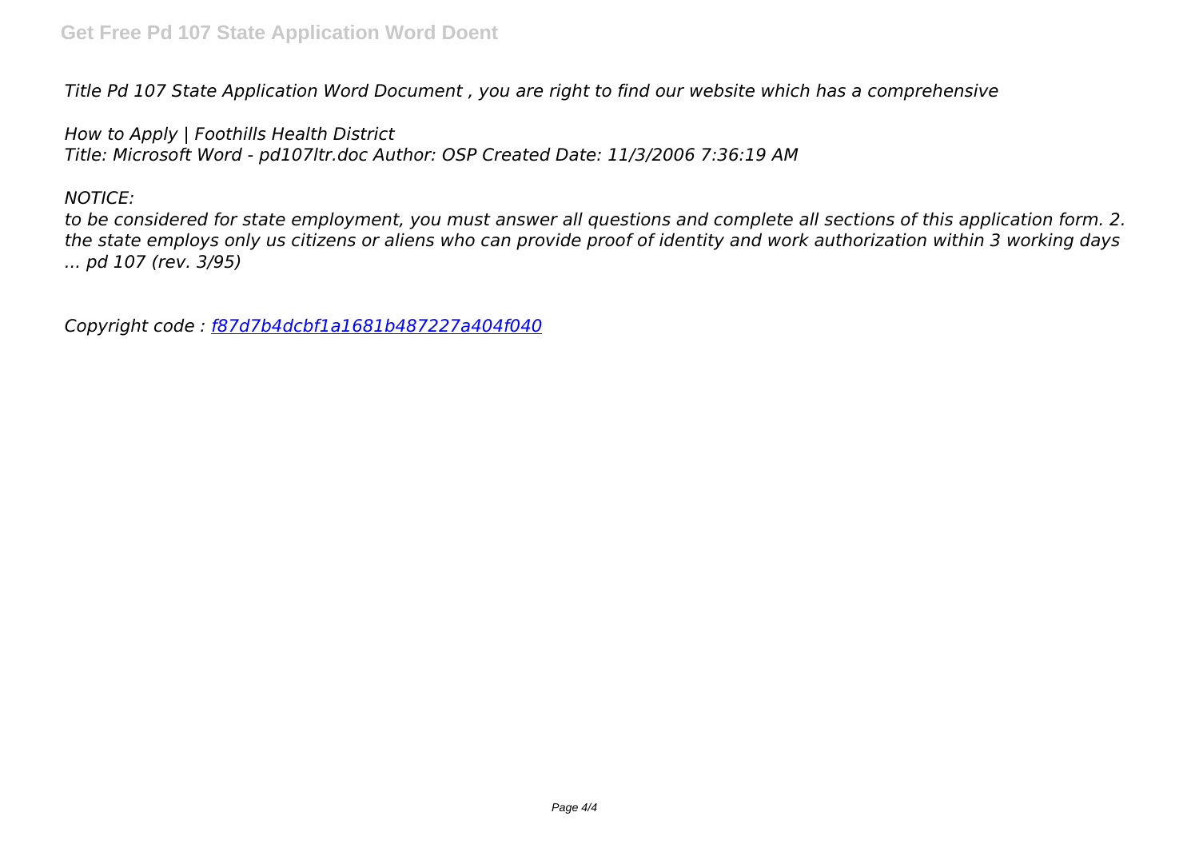*Title Pd 107 State Application Word Document , you are right to find our website which has a comprehensive*

*How to Apply | Foothills Health District*
*Title: Microsoft Word - pd107ltr.doc Author: OSP Created Date: 11/3/2006 7:36:19 AM*

*NOTICE:*
*to be considered for state employment, you must answer all questions and complete all sections of this application form. 2. the state employs only us citizens or aliens who can provide proof of identity and work authorization within 3 working days ... pd 107 (rev. 3/95)*

*Copyright code : [f87d7b4dcbf1a1681b487227a404f040]*